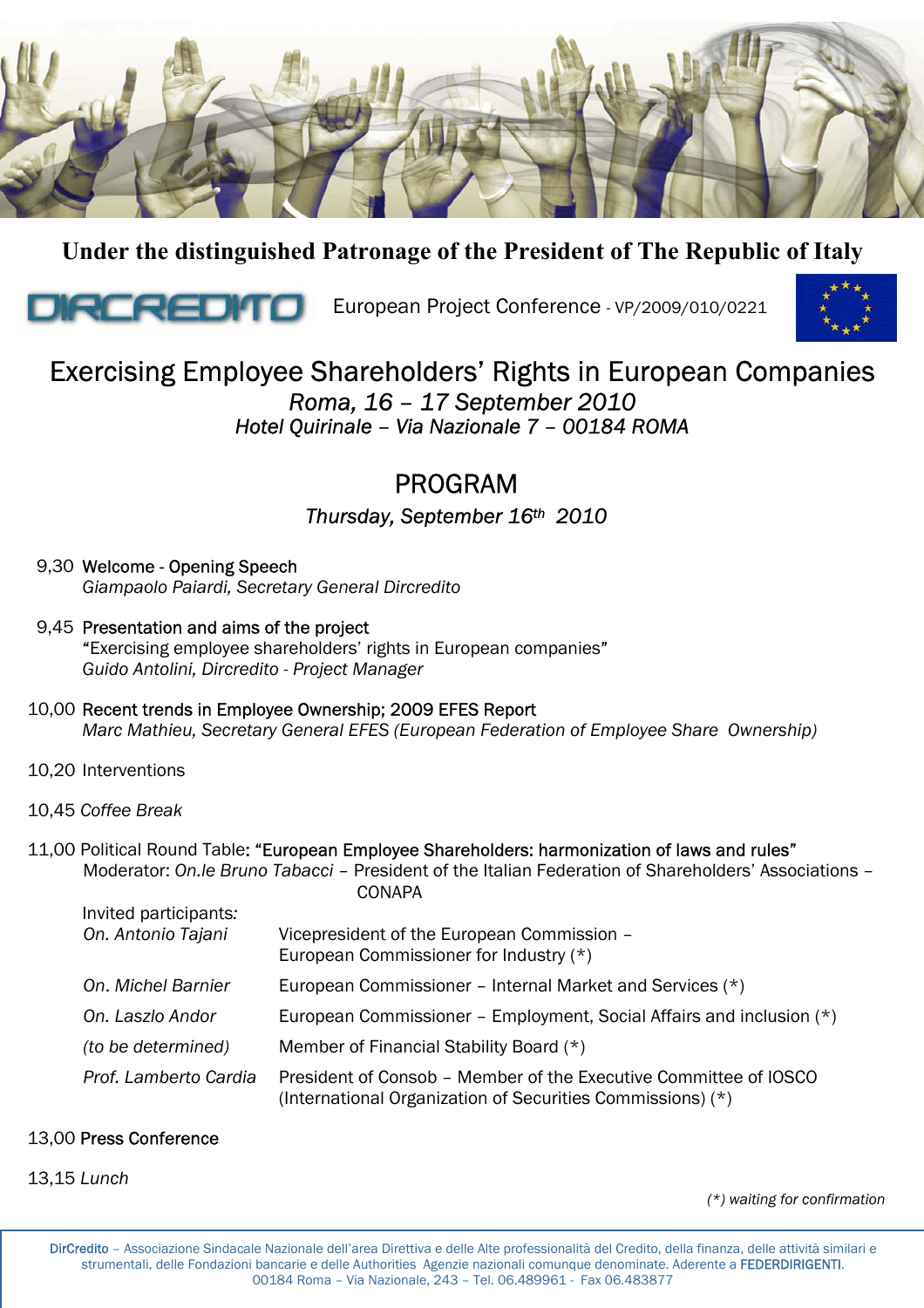**Under the distinguished Patronage of the President of The Republic of Italy**

DIRCREDITO European Project Conference - VP/2009/010/0221

# Exercising Employee Shareholders' Rights in European Companies

*Roma, 16 – 17 September 2010*
*Hotel Quirinale – Via Nazionale 7 – 00184 ROMA*

## PROGRAM

*Thursday, September 16th 2010*

9,30 Welcome - Opening Speech
*Giampaolo Paiardi, Secretary General Dircredito*

9,45 Presentation and aims of the project
"Exercising employee shareholders' rights in European companies"
*Guido Antolini, Dircredito - Project Manager*

10,00 Recent trends in Employee Ownership; 2009 EFES Report
*Marc Mathieu, Secretary General EFES (European Federation of Employee Share Ownership)*

10,20 Interventions

10,45 *Coffee Break*

11,00 Political Round Table: "European Employee Shareholders: harmonization of laws and rules"
Moderator: *On.le Bruno Tabacci* – President of the Italian Federation of Shareholders' Associations – CONAPA

Invited participants:

| | |
|---|---|
| *On. Antonio Tajani* | Vicepresident of the European Commission – European Commissioner for Industry (*) |
| *On. Michel Barnier* | European Commissioner – Internal Market and Services (*) |
| *On. Laszlo Andor* | European Commissioner – Employment, Social Affairs and inclusion (*) |
| *(to be determined)* | Member of Financial Stability Board (*) |
| *Prof. Lamberto Cardia* | President of Consob – Member of the Executive Committee of IOSCO (International Organization of Securities Commissions) (*) |

13,00 Press Conference

13,15 *Lunch*

*(*) waiting for confirmation*

DirCredito – Associazione Sindacale Nazionale dell'area Direttiva e delle Alte professionalità del Credito, della finanza, delle attività similari e strumentali, delle Fondazioni bancarie e delle Authorities Agenzie nazionali comunque denominate. Aderente a FEDERDIRIGENTI.
00184 Roma – Via Nazionale, 243 – Tel. 06.489961 - Fax 06.483877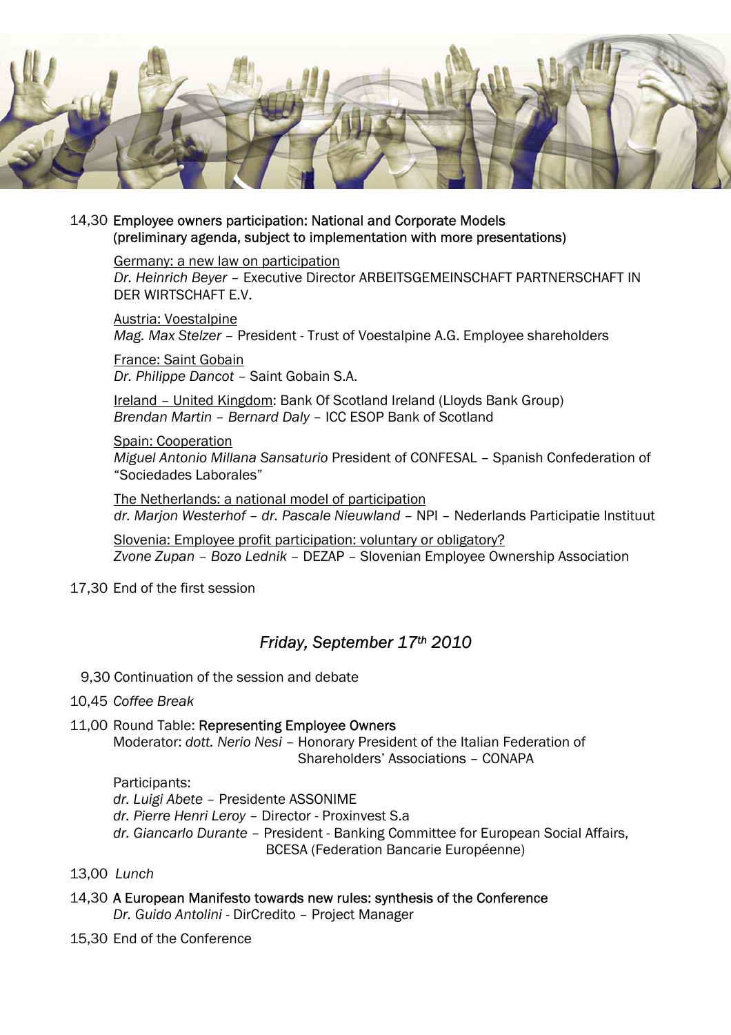14,30 **Employee owners participation: National and Corporate Models (preliminary agenda, subject to implementation with more presentations)**

Germany: a new law on participation
*Dr. Heinrich Beyer* – Executive Director ARBEITSGEMEINSCHAFT PARTNERSCHAFT IN DER WIRTSCHAFT E.V.

Austria: Voestalpine
*Mag. Max Stelzer* – President - Trust of Voestalpine A.G. Employee shareholders

France: Saint Gobain
*Dr. Philippe Dancot* – Saint Gobain S.A.

Ireland – United Kingdom: Bank Of Scotland Ireland (Lloyds Bank Group)
*Brendan Martin – Bernard Daly* – ICC ESOP Bank of Scotland

Spain: Cooperation
*Miguel Antonio Millana Sansaturio* President of CONFESAL – Spanish Confederation of "Sociedades Laborales"

The Netherlands: a national model of participation
*dr. Marjon Westerhof – dr. Pascale Nieuwland* – NPI – Nederlands Participatie Instituut

Slovenia: Employee profit participation: voluntary or obligatory?
*Zvone Zupan – Bozo Lednik* – DEZAP – Slovenian Employee Ownership Association

17,30 End of the first session

## *Friday, September 17th 2010*

9,30 Continuation of the session and debate

10,45 *Coffee Break*

11,00 Round Table: **Representing Employee Owners**
Moderator: *dott. Nerio Nesi* – Honorary President of the Italian Federation of Shareholders' Associations – CONAPA

Participants:
*dr. Luigi Abete* – Presidente ASSONIME
*dr. Pierre Henri Leroy* – Director - Proxinvest S.a
*dr. Giancarlo Durante* – President - Banking Committee for European Social Affairs, BCESA (Federation Bancarie Européenne)

13,00 *Lunch*

14,30 **A European Manifesto towards new rules: synthesis of the Conference**
*Dr. Guido Antolini* - DirCredito – Project Manager

15,30 End of the Conference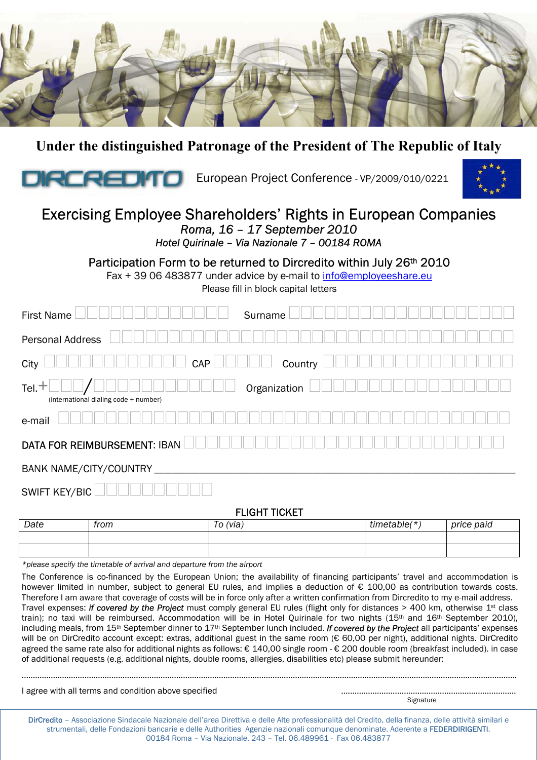**Under the distinguished Patronage of the President of The Republic of Italy**

DIRCREDITO European Project Conference - VP/2009/010/0221

# Exercising Employee Shareholders' Rights in European Companies

*Roma, 16 – 17 September 2010*

*Hotel Quirinale – Via Nazionale 7 – 00184 ROMA*

## Participation Form to be returned to Dircredito within July 26th 2010

Fax + 39 06 483877 under advice by e-mail to info@employeeshare.eu

Please fill in block capital letters

First Name ______________ Surname ______________

Personal Address ______________

City ______________ CAP ______ Country ______________

Tel. + ___ / ______________ (international dialing code + number) Organization ______________

e-mail ______________

DATA FOR REIMBURSEMENT: IBAN ______________

BANK NAME/CITY/COUNTRY ______________

SWIFT KEY/BIC ______________

FLIGHT TICKET

| Date | from | To (via) | timetable(*) | price paid |
|---|---|---|---|---|
| | | | | |
| | | | | |

*\*please specify the timetable of arrival and departure from the airport*

The Conference is co-financed by the European Union; the availability of financing participants' travel and accommodation is however limited in number, subject to general EU rules, and implies a deduction of € 100,00 as contribution towards costs. Therefore I am aware that coverage of costs will be in force only after a written confirmation from Dircredito to my e-mail address. Travel expenses: ***if covered by the Project*** must comply general EU rules (flight only for distances > 400 km, otherwise 1st class train); no taxi will be reimbursed. Accommodation will be in Hotel Quirinale for two nights (15th and 16th September 2010), including meals, from 15th September dinner to 17th September lunch included. ***If covered by the Project*** all participants' expenses will be on DirCredito account except: extras, additional guest in the same room (€ 60,00 per night), additional nights. DirCredito agreed the same rate also for additional nights as follows: € 140,00 single room - € 200 double room (breakfast included). in case of additional requests (e.g. additional nights, double rooms, allergies, disabilities etc) please submit hereunder:

......................................................................................................................................................................

I agree with all terms and condition above specified ............................................................

Signature

DirCredito – Associazione Sindacale Nazionale dell'area Direttiva e delle Alte professionalità del Credito, della finanza, delle attività similari e strumentali, delle Fondazioni bancarie e delle Authorities Agenzie nazionali comunque denominate. Aderente a FEDERDIRIGENTI. 00184 Roma – Via Nazionale, 243 – Tel. 06.489961 - Fax 06.483877